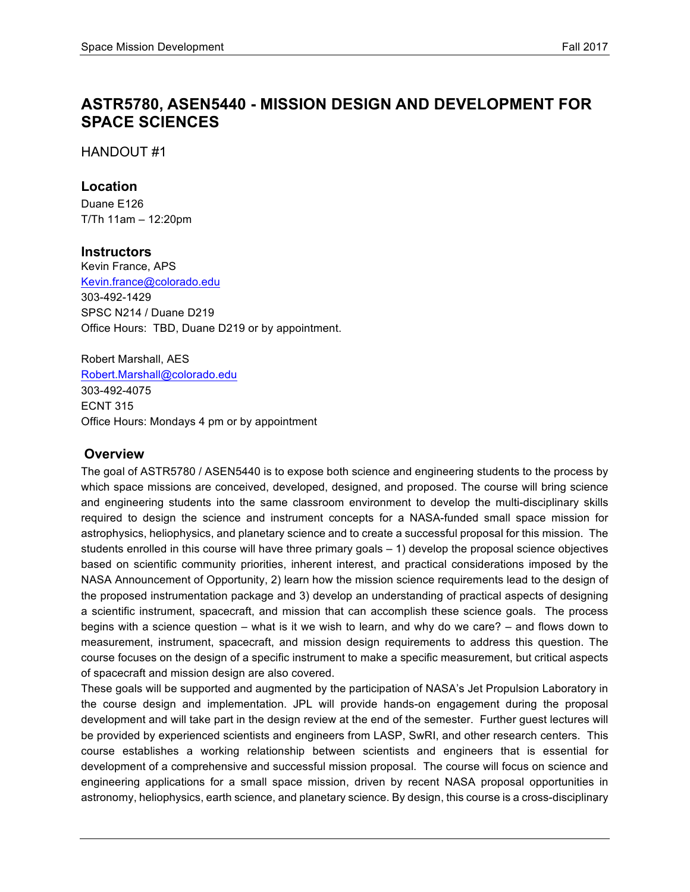# ASTR5780, ASEN5440 - MISSION DESIGN AND DEVELOPMENT FOR SPACE SCIENCES

HANDOUT #1

## Location

Duane E126
T/Th 11am – 12:20pm

## Instructors

Kevin France, APS
Kevin.france@colorado.edu
303-492-1429
SPSC N214 / Duane D219
Office Hours: TBD, Duane D219 or by appointment.

Robert Marshall, AES
Robert.Marshall@colorado.edu
303-492-4075
ECNT 315
Office Hours: Mondays 4 pm or by appointment

## Overview

The goal of ASTR5780 / ASEN5440 is to expose both science and engineering students to the process by which space missions are conceived, developed, designed, and proposed. The course will bring science and engineering students into the same classroom environment to develop the multi-disciplinary skills required to design the science and instrument concepts for a NASA-funded small space mission for astrophysics, heliophysics, and planetary science and to create a successful proposal for this mission. The students enrolled in this course will have three primary goals – 1) develop the proposal science objectives based on scientific community priorities, inherent interest, and practical considerations imposed by the NASA Announcement of Opportunity, 2) learn how the mission science requirements lead to the design of the proposed instrumentation package and 3) develop an understanding of practical aspects of designing a scientific instrument, spacecraft, and mission that can accomplish these science goals. The process begins with a science question – what is it we wish to learn, and why do we care? – and flows down to measurement, instrument, spacecraft, and mission design requirements to address this question. The course focuses on the design of a specific instrument to make a specific measurement, but critical aspects of spacecraft and mission design are also covered.

These goals will be supported and augmented by the participation of NASA's Jet Propulsion Laboratory in the course design and implementation. JPL will provide hands-on engagement during the proposal development and will take part in the design review at the end of the semester. Further guest lectures will be provided by experienced scientists and engineers from LASP, SwRI, and other research centers. This course establishes a working relationship between scientists and engineers that is essential for development of a comprehensive and successful mission proposal. The course will focus on science and engineering applications for a small space mission, driven by recent NASA proposal opportunities in astronomy, heliophysics, earth science, and planetary science. By design, this course is a cross-disciplinary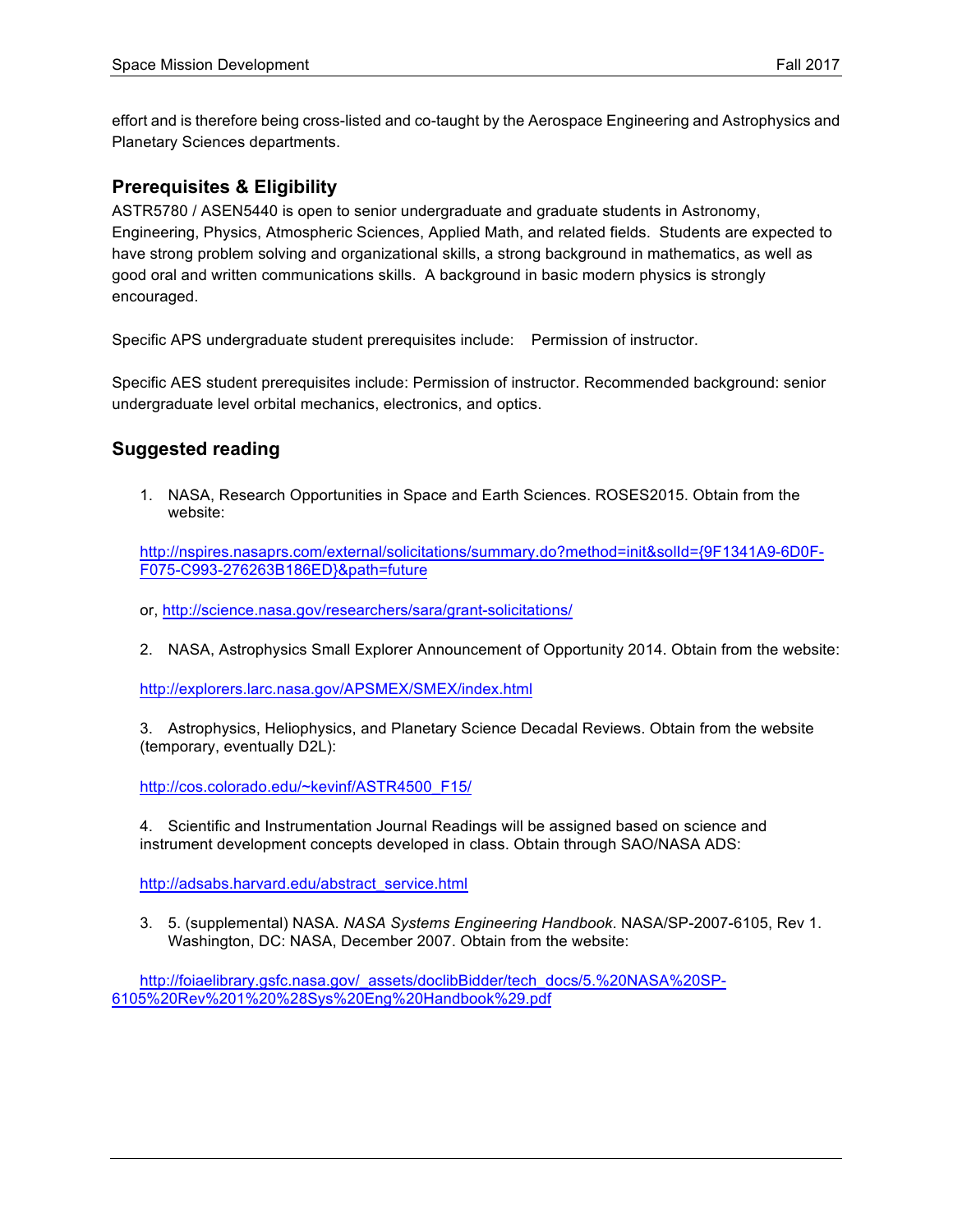effort and is therefore being cross-listed and co-taught by the Aerospace Engineering and Astrophysics and Planetary Sciences departments.

## Prerequisites & Eligibility

ASTR5780 / ASEN5440 is open to senior undergraduate and graduate students in Astronomy, Engineering, Physics, Atmospheric Sciences, Applied Math, and related fields. Students are expected to have strong problem solving and organizational skills, a strong background in mathematics, as well as good oral and written communications skills. A background in basic modern physics is strongly encouraged.

Specific APS undergraduate student prerequisites include: Permission of instructor.

Specific AES student prerequisites include: Permission of instructor. Recommended background: senior undergraduate level orbital mechanics, electronics, and optics.

## Suggested reading

1. NASA, Research Opportunities in Space and Earth Sciences. ROSES2015. Obtain from the website:

   http://nspires.nasaprs.com/external/solicitations/summary.do?method=init&solId={9F1341A9-6D0F-F075-C993-276263B186ED}&path=future

   or, http://science.nasa.gov/researchers/sara/grant-solicitations/

2. NASA, Astrophysics Small Explorer Announcement of Opportunity 2014. Obtain from the website:

   http://explorers.larc.nasa.gov/APSMEX/SMEX/index.html

3. Astrophysics, Heliophysics, and Planetary Science Decadal Reviews. Obtain from the website (temporary, eventually D2L):

   http://cos.colorado.edu/~kevinf/ASTR4500_F15/

4. Scientific and Instrumentation Journal Readings will be assigned based on science and instrument development concepts developed in class. Obtain through SAO/NASA ADS:

   http://adsabs.harvard.edu/abstract_service.html

5. (supplemental) NASA. *NASA Systems Engineering Handbook*. NASA/SP-2007-6105, Rev 1. Washington, DC: NASA, December 2007. Obtain from the website:

   http://foiaelibrary.gsfc.nasa.gov/_assets/doclibBidder/tech_docs/5.%20NASA%20SP-6105%20Rev%201%20%28Sys%20Eng%20Handbook%29.pdf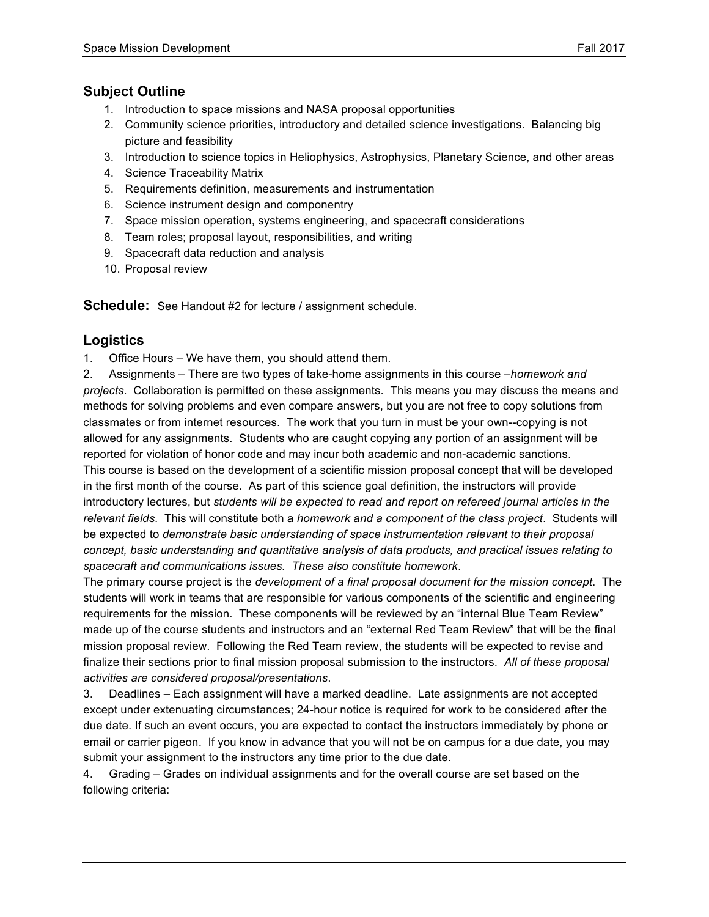## Subject Outline

1. Introduction to space missions and NASA proposal opportunities
2. Community science priorities, introductory and detailed science investigations. Balancing big picture and feasibility
3. Introduction to science topics in Heliophysics, Astrophysics, Planetary Science, and other areas
4. Science Traceability Matrix
5. Requirements definition, measurements and instrumentation
6. Science instrument design and componentry
7. Space mission operation, systems engineering, and spacecraft considerations
8. Team roles; proposal layout, responsibilities, and writing
9. Spacecraft data reduction and analysis
10. Proposal review

**Schedule:** See Handout #2 for lecture / assignment schedule.

## Logistics

1. Office Hours – We have them, you should attend them.
2. Assignments – There are two types of take-home assignments in this course –*homework and projects*. Collaboration is permitted on these assignments. This means you may discuss the means and methods for solving problems and even compare answers, but you are not free to copy solutions from classmates or from internet resources. The work that you turn in must be your own--copying is not allowed for any assignments. Students who are caught copying any portion of an assignment will be reported for violation of honor code and may incur both academic and non-academic sanctions.
This course is based on the development of a scientific mission proposal concept that will be developed in the first month of the course. As part of this science goal definition, the instructors will provide introductory lectures, but *students will be expected to read and report on refereed journal articles in the relevant fields*. This will constitute both a *homework and a component of the class project*. Students will be expected to *demonstrate basic understanding of space instrumentation relevant to their proposal concept, basic understanding and quantitative analysis of data products, and practical issues relating to spacecraft and communications issues. These also constitute homework*.
The primary course project is the *development of a final proposal document for the mission concept*. The students will work in teams that are responsible for various components of the scientific and engineering requirements for the mission. These components will be reviewed by an "internal Blue Team Review" made up of the course students and instructors and an "external Red Team Review" that will be the final mission proposal review. Following the Red Team review, the students will be expected to revise and finalize their sections prior to final mission proposal submission to the instructors. *All of these proposal activities are considered proposal/presentations*.
3. Deadlines – Each assignment will have a marked deadline. Late assignments are not accepted except under extenuating circumstances; 24-hour notice is required for work to be considered after the due date. If such an event occurs, you are expected to contact the instructors immediately by phone or email or carrier pigeon. If you know in advance that you will not be on campus for a due date, you may submit your assignment to the instructors any time prior to the due date.
4. Grading – Grades on individual assignments and for the overall course are set based on the following criteria: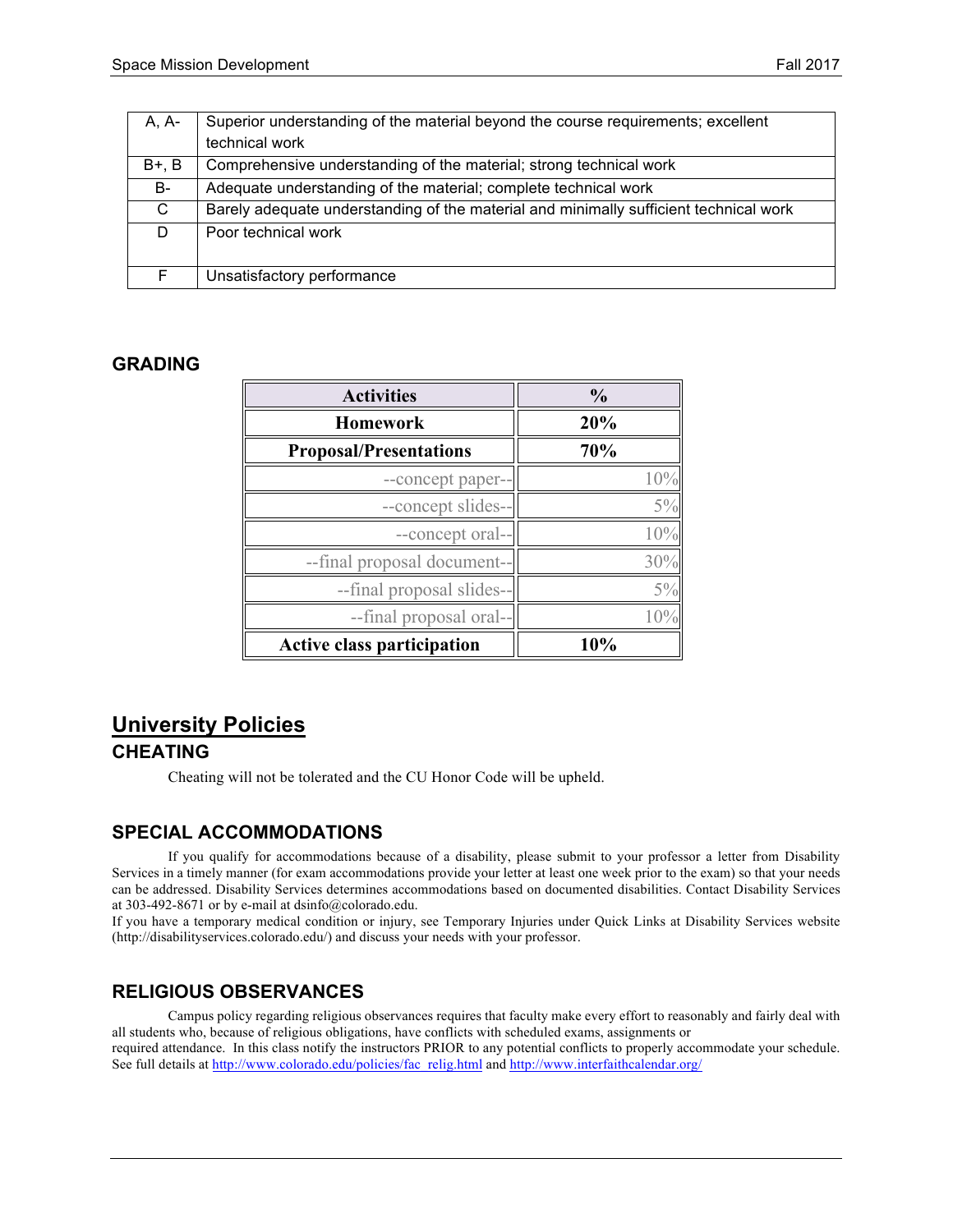| | |
|---|---|
| A, A- | Superior understanding of the material beyond the course requirements; excellent technical work |
| B+, B | Comprehensive understanding of the material; strong technical work |
| B- | Adequate understanding of the material; complete technical work |
| C | Barely adequate understanding of the material and minimally sufficient technical work |
| D | Poor technical work |
| F | Unsatisfactory performance |

### GRADING

| Activities | % |
|---|---|
| **Homework** | **20%** |
| **Proposal/Presentations** | **70%** |
| --concept paper-- | 10% |
| --concept slides-- | 5% |
| --concept oral-- | 10% |
| --final proposal document-- | 30% |
| --final proposal slides-- | 5% |
| --final proposal oral-- | 10% |
| **Active class participation** | **10%** |

## University Policies

### CHEATING

Cheating will not be tolerated and the CU Honor Code will be upheld.

### SPECIAL ACCOMMODATIONS

If you qualify for accommodations because of a disability, please submit to your professor a letter from Disability Services in a timely manner (for exam accommodations provide your letter at least one week prior to the exam) so that your needs can be addressed. Disability Services determines accommodations based on documented disabilities. Contact Disability Services at 303-492-8671 or by e-mail at dsinfo@colorado.edu.
If you have a temporary medical condition or injury, see Temporary Injuries under Quick Links at Disability Services website (http://disabilityservices.colorado.edu/) and discuss your needs with your professor.

### RELIGIOUS OBSERVANCES

Campus policy regarding religious observances requires that faculty make every effort to reasonably and fairly deal with all students who, because of religious obligations, have conflicts with scheduled exams, assignments or required attendance. In this class notify the instructors PRIOR to any potential conflicts to properly accommodate your schedule. See full details at http://www.colorado.edu/policies/fac_relig.html and http://www.interfaithcalendar.org/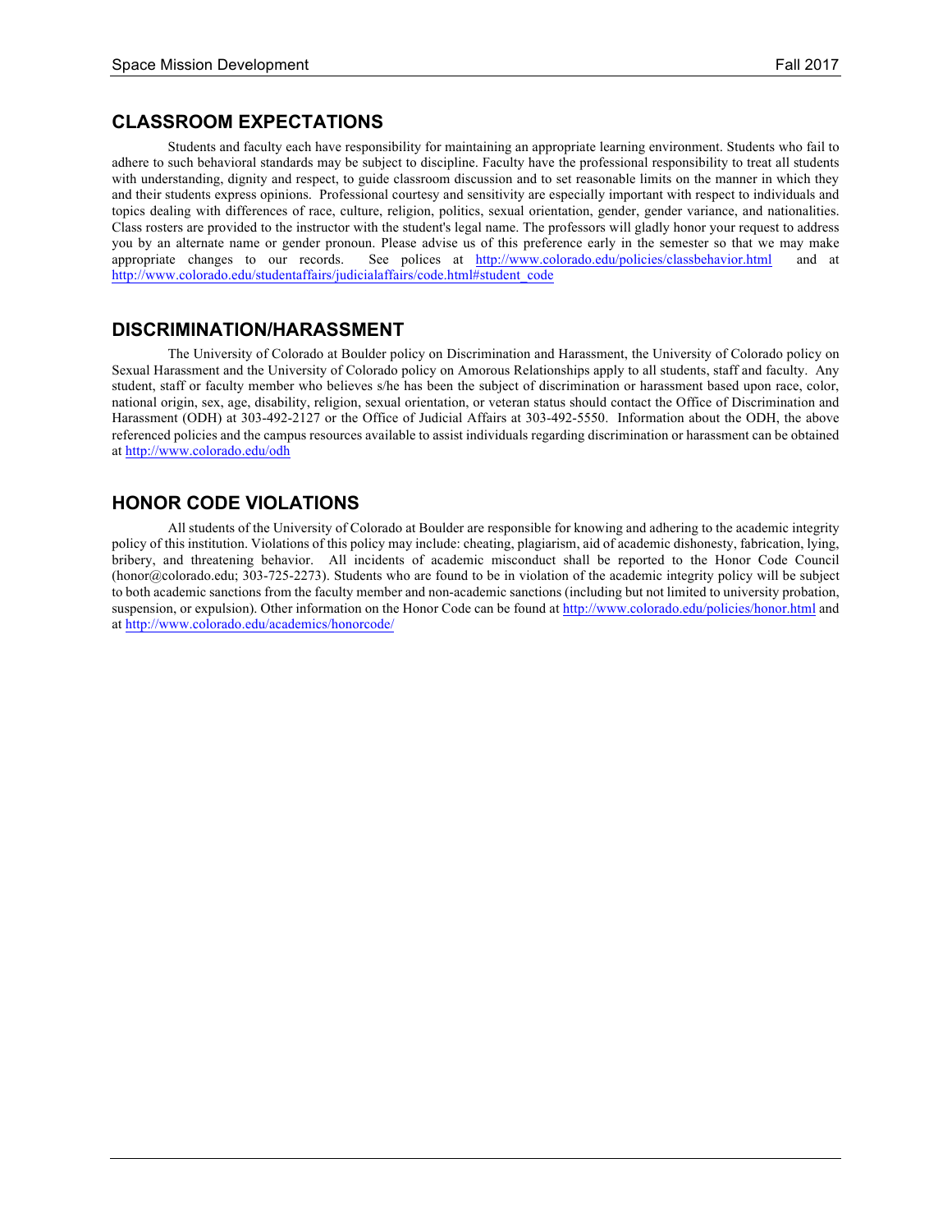## CLASSROOM EXPECTATIONS

Students and faculty each have responsibility for maintaining an appropriate learning environment. Students who fail to adhere to such behavioral standards may be subject to discipline. Faculty have the professional responsibility to treat all students with understanding, dignity and respect, to guide classroom discussion and to set reasonable limits on the manner in which they and their students express opinions. Professional courtesy and sensitivity are especially important with respect to individuals and topics dealing with differences of race, culture, religion, politics, sexual orientation, gender, gender variance, and nationalities. Class rosters are provided to the instructor with the student's legal name. The professors will gladly honor your request to address you by an alternate name or gender pronoun. Please advise us of this preference early in the semester so that we may make appropriate changes to our records. See polices at http://www.colorado.edu/policies/classbehavior.html and at http://www.colorado.edu/studentaffairs/judicialaffairs/code.html#student_code

## DISCRIMINATION/HARASSMENT

The University of Colorado at Boulder policy on Discrimination and Harassment, the University of Colorado policy on Sexual Harassment and the University of Colorado policy on Amorous Relationships apply to all students, staff and faculty. Any student, staff or faculty member who believes s/he has been the subject of discrimination or harassment based upon race, color, national origin, sex, age, disability, religion, sexual orientation, or veteran status should contact the Office of Discrimination and Harassment (ODH) at 303-492-2127 or the Office of Judicial Affairs at 303-492-5550. Information about the ODH, the above referenced policies and the campus resources available to assist individuals regarding discrimination or harassment can be obtained at http://www.colorado.edu/odh

## HONOR CODE VIOLATIONS

All students of the University of Colorado at Boulder are responsible for knowing and adhering to the academic integrity policy of this institution. Violations of this policy may include: cheating, plagiarism, aid of academic dishonesty, fabrication, lying, bribery, and threatening behavior. All incidents of academic misconduct shall be reported to the Honor Code Council (honor@colorado.edu; 303-725-2273). Students who are found to be in violation of the academic integrity policy will be subject to both academic sanctions from the faculty member and non-academic sanctions (including but not limited to university probation, suspension, or expulsion). Other information on the Honor Code can be found at http://www.colorado.edu/policies/honor.html and at http://www.colorado.edu/academics/honorcode/